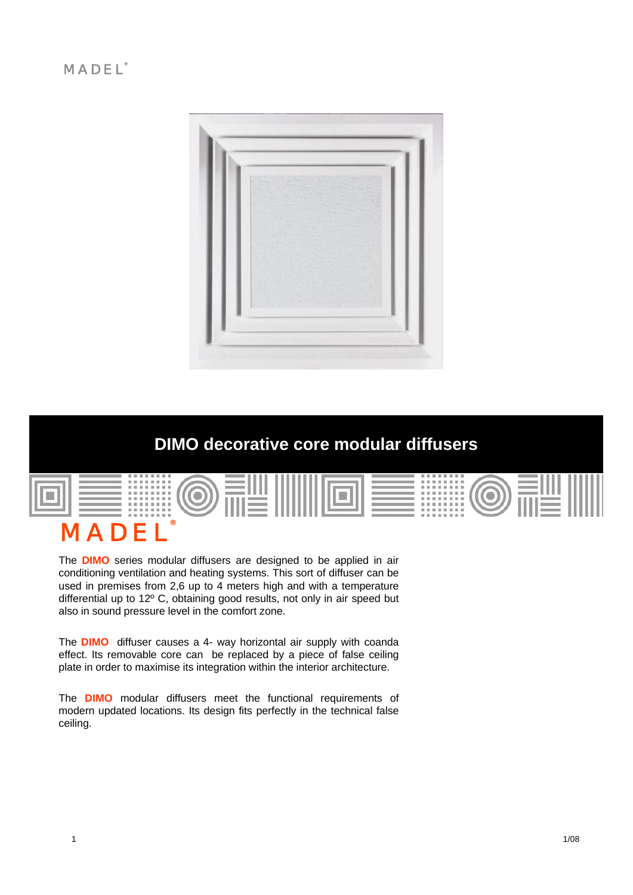MADEL®

# DIMO decorative core modular diffusers

MADEL®

The **DIMO** series modular diffusers are designed to be applied in air conditioning ventilation and heating systems. This sort of diffuser can be used in premises from 2,6 up to 4 meters high and with a temperature differential up to 12º C, obtaining good results, not only in air speed but also in sound pressure level in the comfort zone.

The **DIMO** diffuser causes a 4- way horizontal air supply with coanda effect. Its removable core can be replaced by a piece of false ceiling plate in order to maximise its integration within the interior architecture.

The **DIMO** modular diffusers meet the functional requirements of modern updated locations. Its design fits perfectly in the technical false ceiling.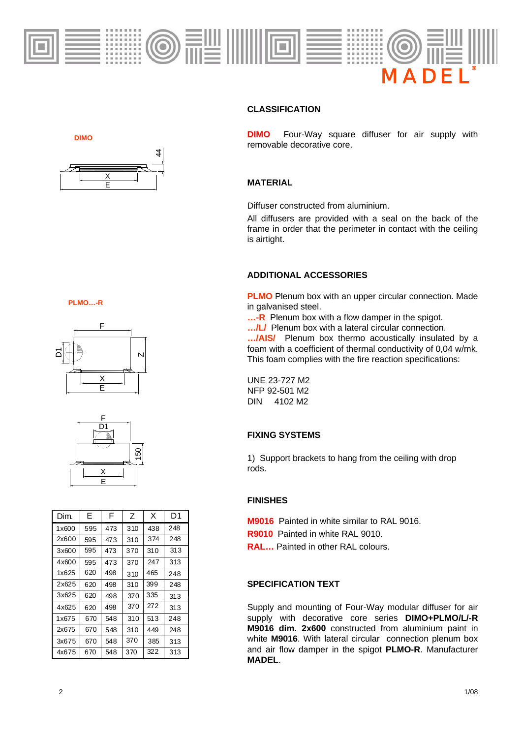DIMO

PLMO...-R

| Dim. | E | F | Z | X | D1 |
|---|---|---|---|---|---|
| 1x600 | 595 | 473 | 310 | 438 | 248 |
| 2x600 | 595 | 473 | 310 | 374 | 248 |
| 3x600 | 595 | 473 | 370 | 310 | 313 |
| 4x600 | 595 | 473 | 370 | 247 | 313 |
| 1x625 | 620 | 498 | 310 | 465 | 248 |
| 2x625 | 620 | 498 | 310 | 399 | 248 |
| 3x625 | 620 | 498 | 370 | 335 | 313 |
| 4x625 | 620 | 498 | 370 | 272 | 313 |
| 1x675 | 670 | 548 | 310 | 513 | 248 |
| 2x675 | 670 | 548 | 310 | 449 | 248 |
| 3x675 | 670 | 548 | 370 | 385 | 313 |
| 4x675 | 670 | 548 | 370 | 322 | 313 |

## CLASSIFICATION

**DIMO** Four-Way square diffuser for air supply with removable decorative core.

## MATERIAL

Diffuser constructed from aluminium.

All diffusers are provided with a seal on the back of the frame in order that the perimeter in contact with the ceiling is airtight.

## ADDITIONAL ACCESSORIES

**PLMO** Plenum box with an upper circular connection. Made in galvanised steel.

**...-R** Plenum box with a flow damper in the spigot.

**.../L/** Plenum box with a lateral circular connection.

**.../AIS/** Plenum box thermo acoustically insulated by a foam with a coefficient of thermal conductivity of 0,04 w/mk. This foam complies with the fire reaction specifications:

UNE 23-727 M2
NFP 92-501 M2
DIN 4102 M2

## FIXING SYSTEMS

1) Support brackets to hang from the ceiling with drop rods.

## FINISHES

**M9016** Painted in white similar to RAL 9016.
**R9010** Painted in white RAL 9010.
**RAL...** Painted in other RAL colours.

## SPECIFICATION TEXT

Supply and mounting of Four-Way modular diffuser for air supply with decorative core series **DIMO+PLMO/L/-R M9016 dim. 2x600** constructed from aluminium paint in white **M9016**. With lateral circular connection plenum box and air flow damper in the spigot **PLMO-R**. Manufacturer **MADEL**.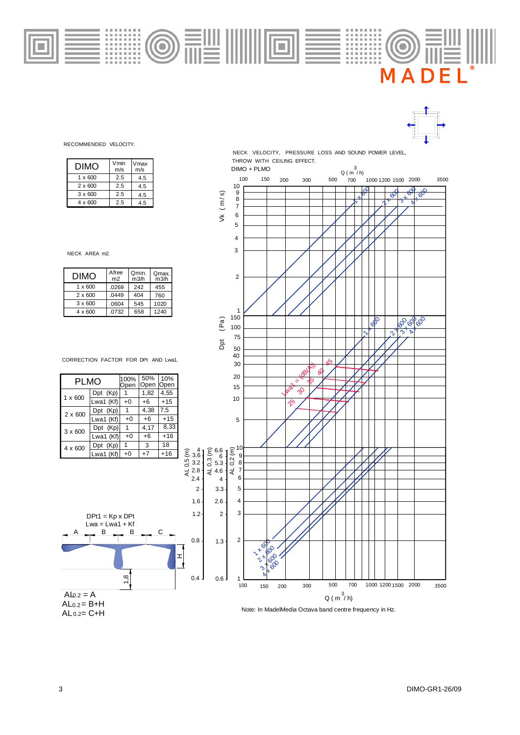RECOMMENDED VELOCITY.

| DIMO | Vmin m/s | Vmax m/s |
|---|---|---|
| 1 x 600 | 2.5 | 4.5 |
| 2 x 600 | 2.5 | 4.5 |
| 3 x 600 | 2.5 | 4.5 |
| 4 x 600 | 2.5 | 4.5 |

NECK AREA m2.

| DIMO | Afree m2 | Qmin. m3/h | Qmax. m3/h |
|---|---|---|---|
| 1 x 600 | .0269 | 242 | 455 |
| 2 x 600 | .0449 | 404 | 760 |
| 3 x 600 | .0604 | 545 | 1020 |
| 4 x 600 | .0732 | 658 | 1240 |

CORRECTION FACTOR FOR DPt AND Lwa1.

| PLMO | | 100% Open | 50% Open | 10% Open |
|---|---|---|---|---|
| 1 x 600 | Dpt (Kp) | 1 | 1,82 | 4,55 |
| | Lwa1 (Kf) | +0 | +6 | +15 |
| 2 x 600 | Dpt (Kp) | 1 | 4,38 | 7,5 |
| | Lwa1 (Kf) | +0 | +6 | +15 |
| 3 x 600 | Dpt (Kp) | 1 | 4,17 | 8,33 |
| | Lwa1 (Kf) | +0 | +6 | +16 |
| 4 x 600 | Dpt (Kp) | 1 | 3 | 18 |
| | Lwa1 (Kf) | +0 | +7 | +16 |

DPt1 = Kp x DPt

Lwa = Lwa1 + Kf

$AL_{0.2} = A$

$AL_{0.2} = B+H$

$AL_{0.2} = C+H$

NECK VELOCITY, PRESSURE LOSS AND SOUND POWER LEVEL, THROW WITH CEILING EFFECT.

DIMO + PLMO

Note: In MadelMedia Octava band centre frequency in Hz.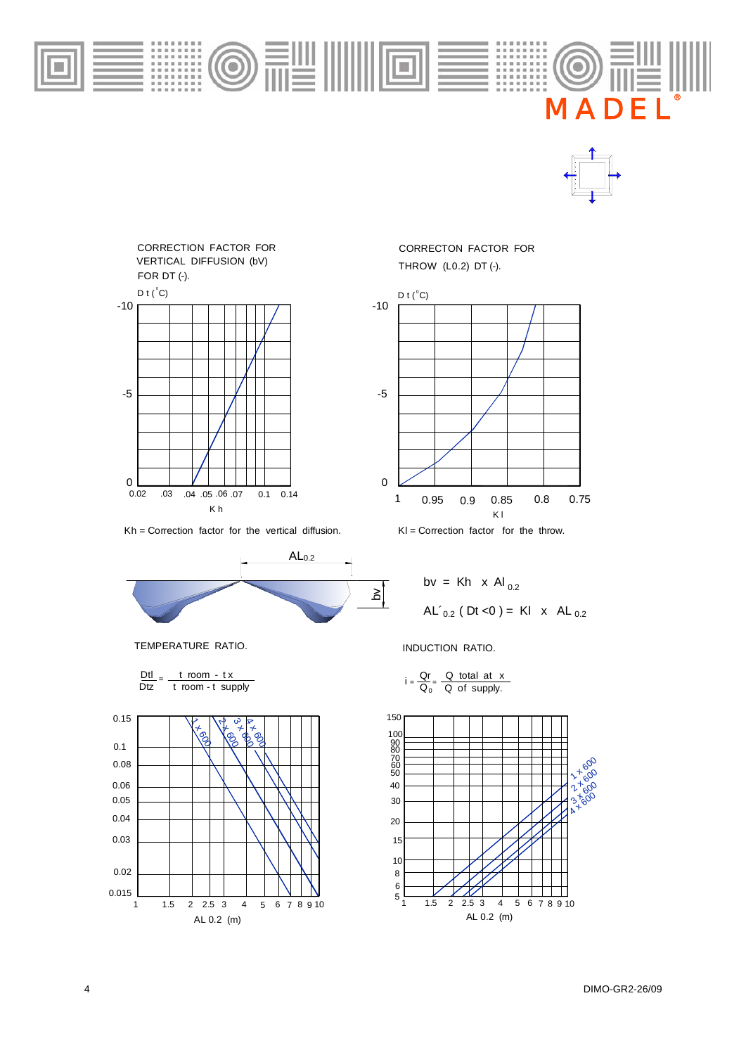MADEL®

CORRECTION FACTOR FOR VERTICAL DIFFUSION (bV) FOR DT (-).

Kh = Correction factor for the vertical diffusion.

CORRECTON FACTOR FOR THROW (L0.2) DT (-).

Kl = Correction factor for the throw.

$bv = Kh \times Al_{0.2}$

$AL'_{0.2}\ (Dt < 0) = Kl \times AL_{0.2}$

TEMPERATURE RATIO.

$$\frac{Dtl}{Dtz} = \frac{t\ room - t\ x}{t\ room - t\ supply}$$

INDUCTION RATIO.

$$i = \frac{Qr}{Q_0} = \frac{Q\ total\ at\ x}{Q\ of\ supply.}$$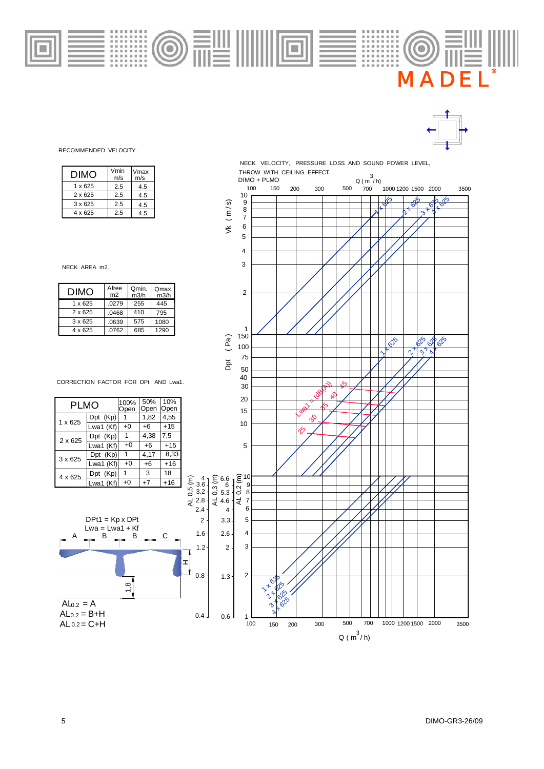RECOMMENDED VELOCITY.

| DIMO | Vmin m/s | Vmax m/s |
|---|---|---|
| 1 x 625 | 2.5 | 4.5 |
| 2 x 625 | 2.5 | 4.5 |
| 3 x 625 | 2.5 | 4.5 |
| 4 x 625 | 2.5 | 4.5 |

NECK AREA m2.

| DIMO | Afree m2 | Qmin. m3/h | Qmax. m3/h |
|---|---|---|---|
| 1 x 625 | .0279 | 255 | 445 |
| 2 x 625 | .0468 | 410 | 795 |
| 3 x 625 | .0639 | 575 | 1080 |
| 4 x 625 | .0762 | 685 | 1290 |

CORRECTION FACTOR FOR DPt AND Lwa1.

| PLMO | | 100% Open | 50% Open | 10% Open |
|---|---|---|---|---|
| 1 x 625 | Dpt (Kp) | 1 | 1,82 | 4,55 |
| | Lwa1 (Kf) | +0 | +6 | +15 |
| 2 x 625 | Dpt (Kp) | 1 | 4,38 | 7,5 |
| | Lwa1 (Kf) | +0 | +6 | +15 |
| 3 x 625 | Dpt (Kp) | 1 | 4,17 | 8,33 |
| | Lwa1 (Kf) | +0 | +6 | +16 |
| 4 x 625 | Dpt (Kp) | 1 | 3 | 18 |
| | Lwa1 (Kf) | +0 | +7 | +16 |

DPt1 = Kp x DPt

Lwa = Lwa1 + Kf

$AL_{0.2}$ = A

$AL_{0.2}$ = B+H

$AL_{0.2}$ = C+H

NECK VELOCITY, PRESSURE LOSS AND SOUND POWER LEVEL, THROW WITH CEILING EFFECT.

DIMO + PLMO

Q ( $m^3$ / h)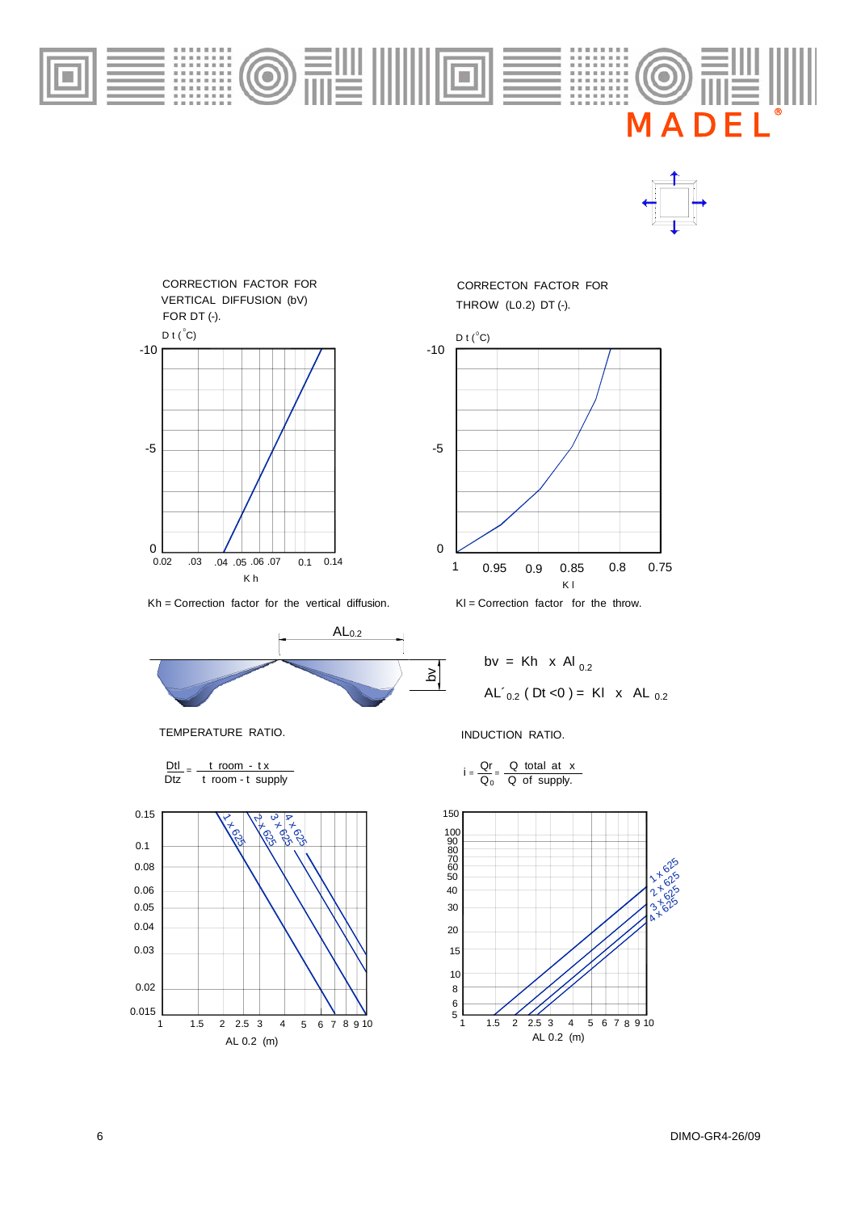CORRECTION FACTOR FOR VERTICAL DIFFUSION (bV) FOR DT (-).

D t (°C)

-10

-5

0

0.02 .03 .04 .05 .06 .07 0.1 0.14

K h

Kh = Correction factor for the vertical diffusion.

CORRECTON FACTOR FOR THROW (L0.2) DT (-).

D t (°C)

-10

-5

0

1 0.95 0.9 0.85 0.8 0.75

K l

Kl = Correction factor for the throw.

$AL_{0.2}$

bv

$bv = Kh \times Al_{0.2}$

$AL'_{0.2} \; (Dt < 0) = Kl \times AL_{0.2}$

TEMPERATURE RATIO.

$$\frac{Dtl}{Dtz} = \frac{t\ room - t\,x}{t\ room - t\ supply}$$

0.15, 0.1, 0.08, 0.06, 0.05, 0.04, 0.03, 0.02, 0.015

1 x 625, 2 x 625, 3 x 625, 4 x 625

1 1.5 2 2.5 3 4 5 6 7 8 9 10

AL 0.2 (m)

INDUCTION RATIO.

$$i = \frac{Qr}{Q_0} = \frac{Q\ total\ at\ x}{Q\ of\ supply.}$$

150, 100, 90, 80, 70, 60, 50, 40, 30, 20, 15, 10, 8, 6, 5

1 x 625, 2 x 625, 3 x 625, 4 x 625

1 1.5 2 2.5 3 4 5 6 7 8 9 10

AL 0.2 (m)

DIMO-GR4-26/09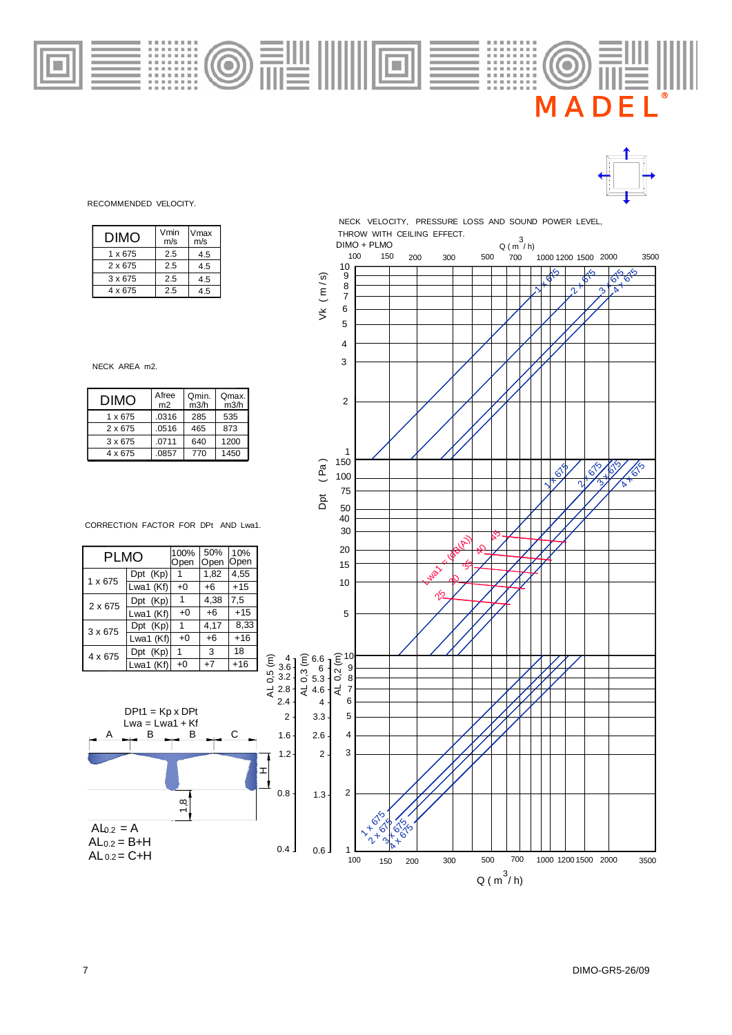MADEL

RECOMMENDED VELOCITY.

| DIMO | Vmin m/s | Vmax m/s |
|---|---|---|
| 1 x 675 | 2.5 | 4.5 |
| 2 x 675 | 2.5 | 4.5 |
| 3 x 675 | 2.5 | 4.5 |
| 4 x 675 | 2.5 | 4.5 |

NECK AREA m2.

| DIMO | Afree m2 | Qmin. m3/h | Qmax. m3/h |
|---|---|---|---|
| 1 x 675 | .0316 | 285 | 535 |
| 2 x 675 | .0516 | 465 | 873 |
| 3 x 675 | .0711 | 640 | 1200 |
| 4 x 675 | .0857 | 770 | 1450 |

CORRECTION FACTOR FOR DPt AND Lwa1.

| PLMO | | 100% Open | 50% Open | 10% Open |
|---|---|---|---|---|
| 1 x 675 | Dpt (Kp) | 1 | 1,82 | 4,55 |
| | Lwa1 (Kf) | +0 | +6 | +15 |
| 2 x 675 | Dpt (Kp) | 1 | 4,38 | 7,5 |
| | Lwa1 (Kf) | +0 | +6 | +15 |
| 3 x 675 | Dpt (Kp) | 1 | 4,17 | 8,33 |
| | Lwa1 (Kf) | +0 | +6 | +16 |
| 4 x 675 | Dpt (Kp) | 1 | 3 | 18 |
| | Lwa1 (Kf) | +0 | +7 | +16 |

DPt1 = Kp x DPt
Lwa = Lwa1 + Kf

$AL_{0.2}$ = A
$AL_{0.2}$ = B+H
$AL_{0.2}$ = C+H

NECK VELOCITY, PRESSURE LOSS AND SOUND POWER LEVEL, THROW WITH CEILING EFFECT.
DIMO + PLMO

Q ( $m^3$ / h)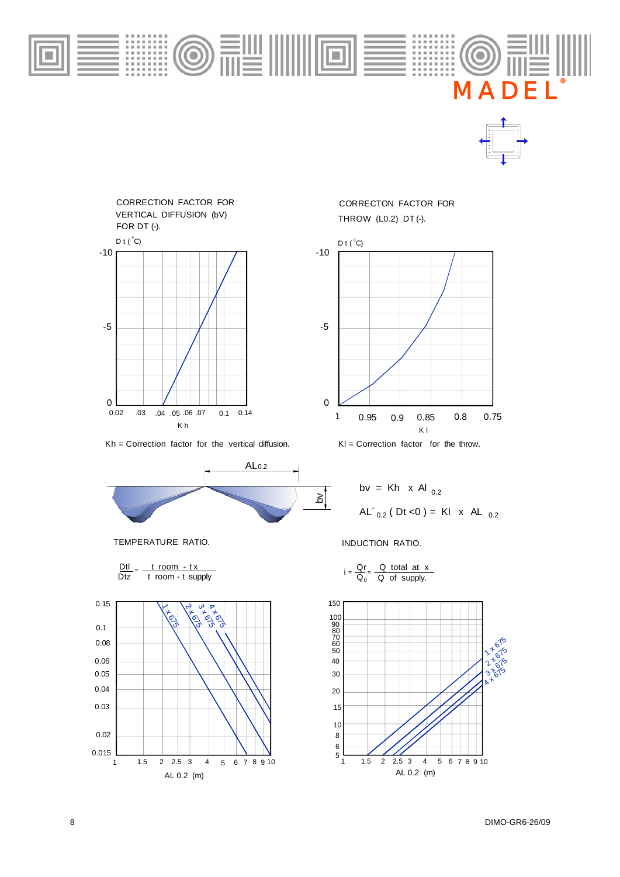MADEL®

CORRECTION FACTOR FOR VERTICAL DIFFUSION (bV) FOR DT (-).

D t ( °C)

-10

-5

0

0.02 .03 .04 .05 .06 .07 0.1 0.14

K h

Kh = Correction factor for the vertical diffusion.

CORRECTON FACTOR FOR THROW (L0.2) DT (-).

D t ( °C)

-10

-5

0

1 0.95 0.9 0.85 0.8 0.75

K l

Kl = Correction factor for the throw.

$AL_{0.2}$

bv

$$bv = Kh \times Al_{0.2}$$

$$AL'_{0.2} \, ( Dt < 0 ) = Kl \times AL_{0.2}$$

TEMPERATURE RATIO.

$$\frac{Dtl}{Dtz} = \frac{t\ room - t\,x}{t\ room - t\ supply}$$

0.15

0.1

0.08

0.06

0.05

0.04

0.03

0.02

0.015

1 1.5 2 2.5 3 4 5 6 7 8 9 10

AL 0.2 (m)

1 x 675

2 x 675

3 x 675

4 x 675

INDUCTION RATIO.

$$i = \frac{Qr}{Q_0} = \frac{Q\ total\ at\ x}{Q\ of\ supply.}$$

150

100

90

80

70

60

50

40

30

20

15

10

8

6

5

1 1.5 2 2.5 3 4 5 6 7 8 9 10

AL 0.2 (m)

1 x 675

2 x 675

3 x 675

4 x 675

DIMO-GR6-26/09